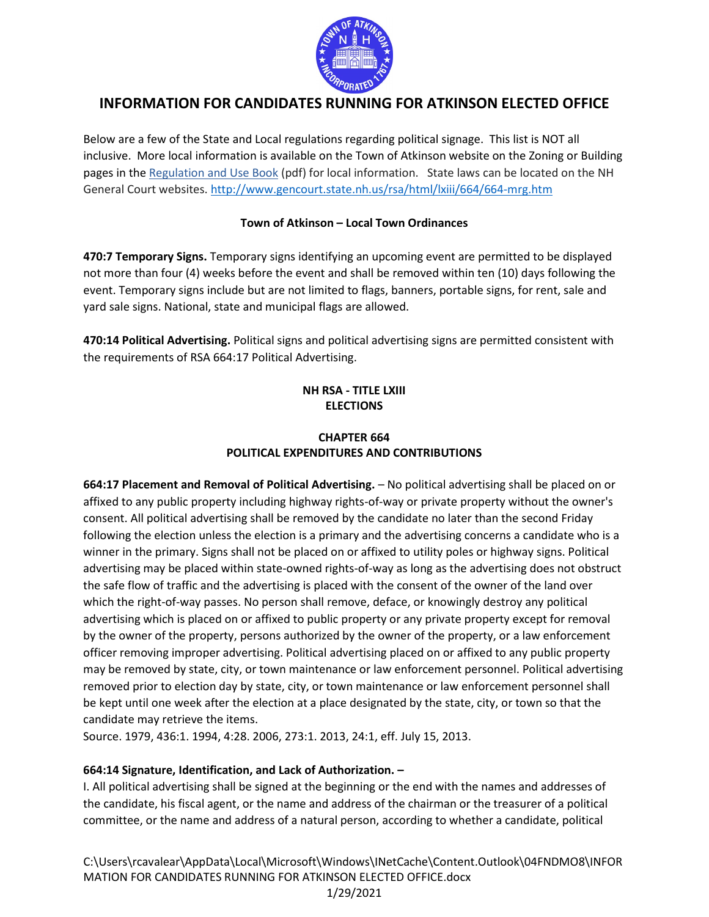# INFORMATION FOR CANDIDATES RUNNING FOR ATKINSON ELECTED OFFICE

Below are a few of the State and Local regulations regarding political signage. This list is NOT all inclusive. More local information is available on the Town of Atkinson website on the Zoning or Building pages in the [Regulation and Use Book](Regulation and Use Book) (pdf) for local information. State laws can be located on the NH General Court websites. [http://www.gencourt.state.nh.us/rsa/html/lxiii/664/664-mrg.htm](http://www.gencourt.state.nh.us/rsa/html/lxiii/664/664-mrg.htm)

### Town of Atkinson – Local Town Ordinances

**470:7 Temporary Signs.** Temporary signs identifying an upcoming event are permitted to be displayed not more than four (4) weeks before the event and shall be removed within ten (10) days following the event. Temporary signs include but are not limited to flags, banners, portable signs, for rent, sale and yard sale signs. National, state and municipal flags are allowed.

**470:14 Political Advertising.** Political signs and political advertising signs are permitted consistent with the requirements of RSA 664:17 Political Advertising.

### NH RSA - TITLE LXIII
### ELECTIONS

### CHAPTER 664
### POLITICAL EXPENDITURES AND CONTRIBUTIONS

**664:17 Placement and Removal of Political Advertising.** – No political advertising shall be placed on or affixed to any public property including highway rights-of-way or private property without the owner's consent. All political advertising shall be removed by the candidate no later than the second Friday following the election unless the election is a primary and the advertising concerns a candidate who is a winner in the primary. Signs shall not be placed on or affixed to utility poles or highway signs. Political advertising may be placed within state-owned rights-of-way as long as the advertising does not obstruct the safe flow of traffic and the advertising is placed with the consent of the owner of the land over which the right-of-way passes. No person shall remove, deface, or knowingly destroy any political advertising which is placed on or affixed to public property or any private property except for removal by the owner of the property, persons authorized by the owner of the property, or a law enforcement officer removing improper advertising. Political advertising placed on or affixed to any public property may be removed by state, city, or town maintenance or law enforcement personnel. Political advertising removed prior to election day by state, city, or town maintenance or law enforcement personnel shall be kept until one week after the election at a place designated by the state, city, or town so that the candidate may retrieve the items.

Source. 1979, 436:1. 1994, 4:28. 2006, 273:1. 2013, 24:1, eff. July 15, 2013.

**664:14 Signature, Identification, and Lack of Authorization. –**

I. All political advertising shall be signed at the beginning or the end with the names and addresses of the candidate, his fiscal agent, or the name and address of the chairman or the treasurer of a political committee, or the name and address of a natural person, according to whether a candidate, political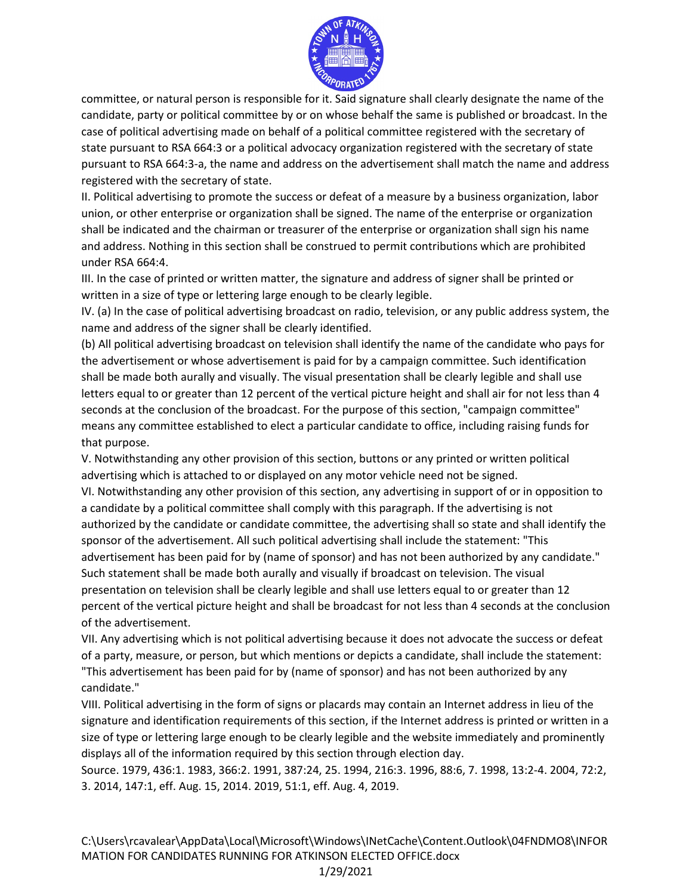committee, or natural person is responsible for it. Said signature shall clearly designate the name of the candidate, party or political committee by or on whose behalf the same is published or broadcast. In the case of political advertising made on behalf of a political committee registered with the secretary of state pursuant to RSA 664:3 or a political advocacy organization registered with the secretary of state pursuant to RSA 664:3-a, the name and address on the advertisement shall match the name and address registered with the secretary of state.

II. Political advertising to promote the success or defeat of a measure by a business organization, labor union, or other enterprise or organization shall be signed. The name of the enterprise or organization shall be indicated and the chairman or treasurer of the enterprise or organization shall sign his name and address. Nothing in this section shall be construed to permit contributions which are prohibited under RSA 664:4.

III. In the case of printed or written matter, the signature and address of signer shall be printed or written in a size of type or lettering large enough to be clearly legible.

IV. (a) In the case of political advertising broadcast on radio, television, or any public address system, the name and address of the signer shall be clearly identified.

(b) All political advertising broadcast on television shall identify the name of the candidate who pays for the advertisement or whose advertisement is paid for by a campaign committee. Such identification shall be made both aurally and visually. The visual presentation shall be clearly legible and shall use letters equal to or greater than 12 percent of the vertical picture height and shall air for not less than 4 seconds at the conclusion of the broadcast. For the purpose of this section, "campaign committee" means any committee established to elect a particular candidate to office, including raising funds for that purpose.

V. Notwithstanding any other provision of this section, buttons or any printed or written political advertising which is attached to or displayed on any motor vehicle need not be signed.

VI. Notwithstanding any other provision of this section, any advertising in support of or in opposition to a candidate by a political committee shall comply with this paragraph. If the advertising is not authorized by the candidate or candidate committee, the advertising shall so state and shall identify the sponsor of the advertisement. All such political advertising shall include the statement: "This advertisement has been paid for by (name of sponsor) and has not been authorized by any candidate." Such statement shall be made both aurally and visually if broadcast on television. The visual presentation on television shall be clearly legible and shall use letters equal to or greater than 12 percent of the vertical picture height and shall be broadcast for not less than 4 seconds at the conclusion of the advertisement.

VII. Any advertising which is not political advertising because it does not advocate the success or defeat of a party, measure, or person, but which mentions or depicts a candidate, shall include the statement: "This advertisement has been paid for by (name of sponsor) and has not been authorized by any candidate."

VIII. Political advertising in the form of signs or placards may contain an Internet address in lieu of the signature and identification requirements of this section, if the Internet address is printed or written in a size of type or lettering large enough to be clearly legible and the website immediately and prominently displays all of the information required by this section through election day.

Source. 1979, 436:1. 1983, 366:2. 1991, 387:24, 25. 1994, 216:3. 1996, 88:6, 7. 1998, 13:2-4. 2004, 72:2, 3. 2014, 147:1, eff. Aug. 15, 2014. 2019, 51:1, eff. Aug. 4, 2019.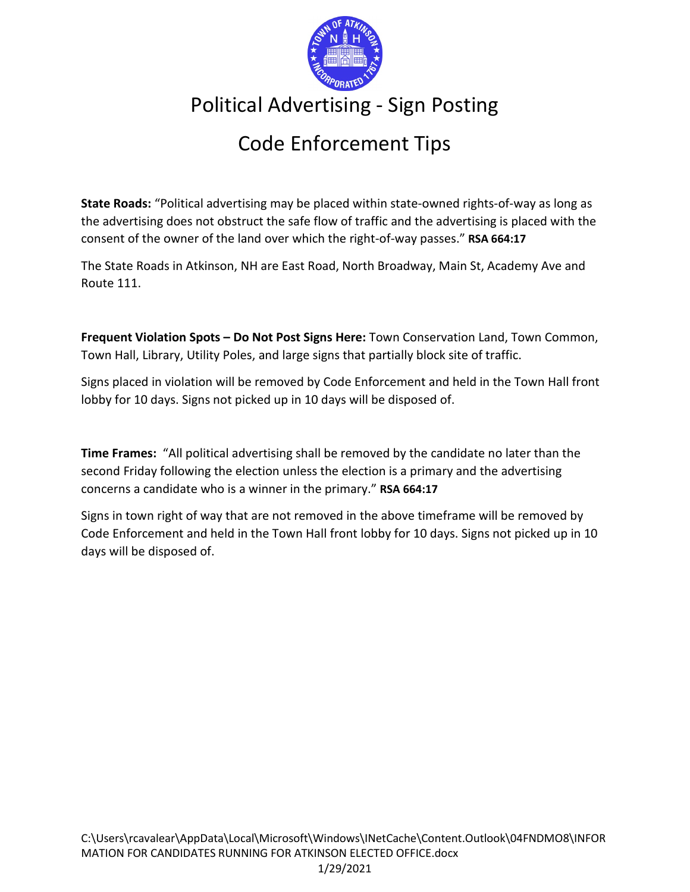# Political Advertising - Sign Posting

## Code Enforcement Tips

**State Roads:** "Political advertising may be placed within state-owned rights-of-way as long as the advertising does not obstruct the safe flow of traffic and the advertising is placed with the consent of the owner of the land over which the right-of-way passes." **RSA 664:17**

The State Roads in Atkinson, NH are East Road, North Broadway, Main St, Academy Ave and Route 111.

**Frequent Violation Spots – Do Not Post Signs Here:** Town Conservation Land, Town Common, Town Hall, Library, Utility Poles, and large signs that partially block site of traffic.

Signs placed in violation will be removed by Code Enforcement and held in the Town Hall front lobby for 10 days. Signs not picked up in 10 days will be disposed of.

**Time Frames:** "All political advertising shall be removed by the candidate no later than the second Friday following the election unless the election is a primary and the advertising concerns a candidate who is a winner in the primary." **RSA 664:17**

Signs in town right of way that are not removed in the above timeframe will be removed by Code Enforcement and held in the Town Hall front lobby for 10 days. Signs not picked up in 10 days will be disposed of.